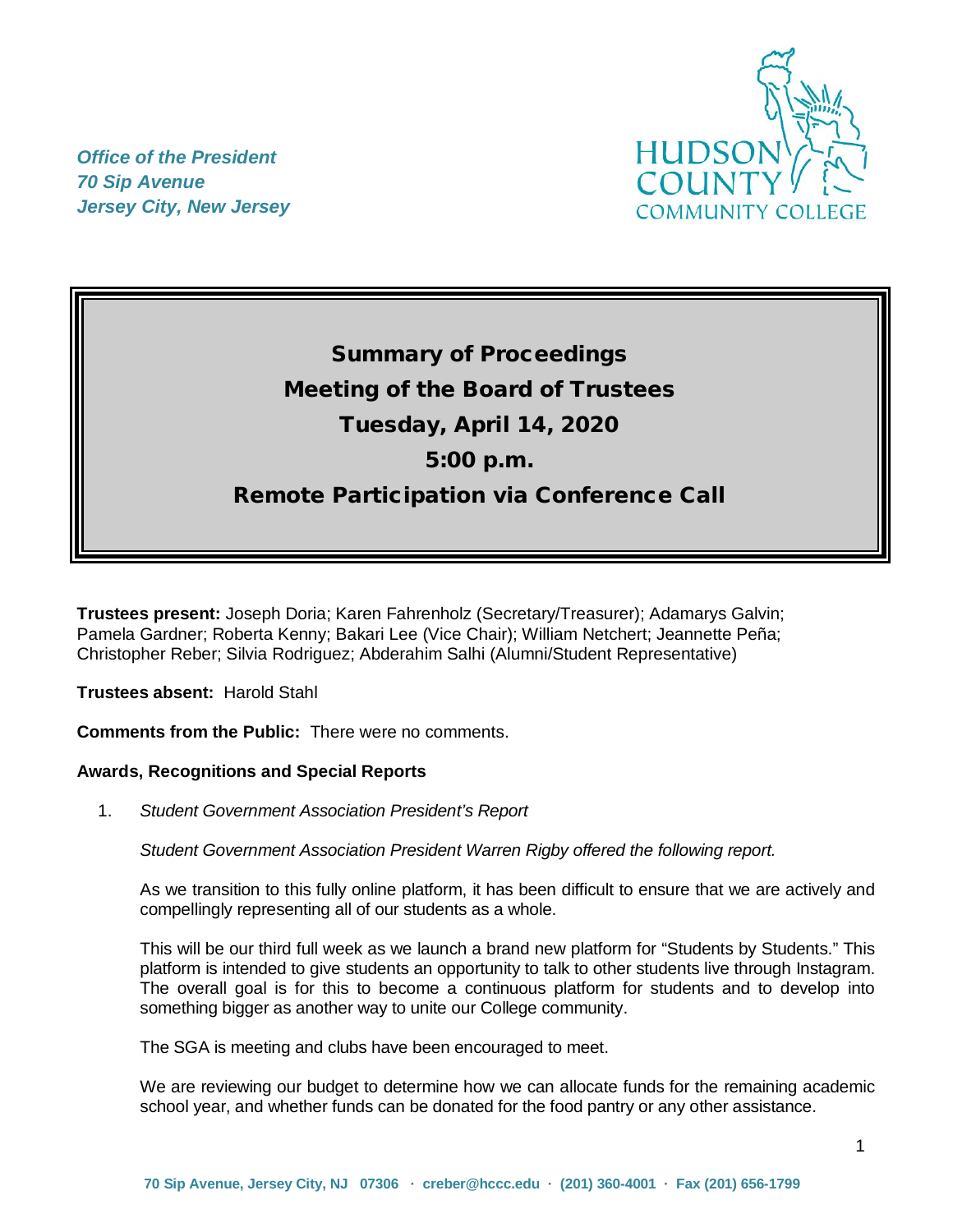*Office of the President*
*70 Sip Avenue*
*Jersey City, New Jersey*

HUDSON COUNTY COMMUNITY COLLEGE

# Summary of Proceedings
## Meeting of the Board of Trustees
## Tuesday, April 14, 2020
## 5:00 p.m.
## Remote Participation via Conference Call

**Trustees present:** Joseph Doria; Karen Fahrenholz (Secretary/Treasurer); Adamarys Galvin; Pamela Gardner; Roberta Kenny; Bakari Lee (Vice Chair); William Netchert; Jeannette Peña; Christopher Reber; Silvia Rodriguez; Abderahim Salhi (Alumni/Student Representative)

**Trustees absent:** Harold Stahl

**Comments from the Public:** There were no comments.

**Awards, Recognitions and Special Reports**

1. *Student Government Association President's Report*

   *Student Government Association President Warren Rigby offered the following report.*

   As we transition to this fully online platform, it has been difficult to ensure that we are actively and compellingly representing all of our students as a whole.

   This will be our third full week as we launch a brand new platform for "Students by Students." This platform is intended to give students an opportunity to talk to other students live through Instagram. The overall goal is for this to become a continuous platform for students and to develop into something bigger as another way to unite our College community.

   The SGA is meeting and clubs have been encouraged to meet.

   We are reviewing our budget to determine how we can allocate funds for the remaining academic school year, and whether funds can be donated for the food pantry or any other assistance.

70 Sip Avenue, Jersey City, NJ 07306 · creber@hccc.edu · (201) 360-4001 · Fax (201) 656-1799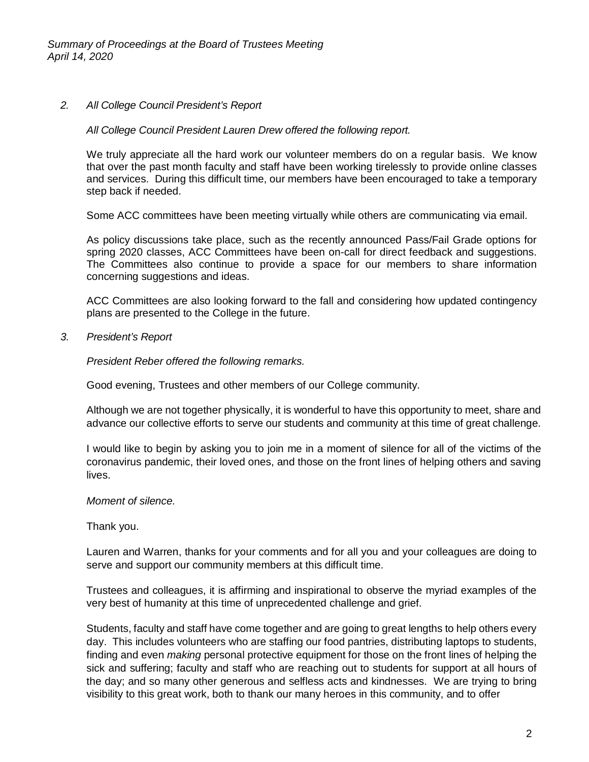2. *All College Council President's Report*

*All College Council President Lauren Drew offered the following report.*

We truly appreciate all the hard work our volunteer members do on a regular basis. We know that over the past month faculty and staff have been working tirelessly to provide online classes and services. During this difficult time, our members have been encouraged to take a temporary step back if needed.

Some ACC committees have been meeting virtually while others are communicating via email.

As policy discussions take place, such as the recently announced Pass/Fail Grade options for spring 2020 classes, ACC Committees have been on-call for direct feedback and suggestions. The Committees also continue to provide a space for our members to share information concerning suggestions and ideas.

ACC Committees are also looking forward to the fall and considering how updated contingency plans are presented to the College in the future.

3. *President's Report*

*President Reber offered the following remarks.*

Good evening, Trustees and other members of our College community.

Although we are not together physically, it is wonderful to have this opportunity to meet, share and advance our collective efforts to serve our students and community at this time of great challenge.

I would like to begin by asking you to join me in a moment of silence for all of the victims of the coronavirus pandemic, their loved ones, and those on the front lines of helping others and saving lives.

*Moment of silence.*

Thank you.

Lauren and Warren, thanks for your comments and for all you and your colleagues are doing to serve and support our community members at this difficult time.

Trustees and colleagues, it is affirming and inspirational to observe the myriad examples of the very best of humanity at this time of unprecedented challenge and grief.

Students, faculty and staff have come together and are going to great lengths to help others every day. This includes volunteers who are staffing our food pantries, distributing laptops to students, finding and even *making* personal protective equipment for those on the front lines of helping the sick and suffering; faculty and staff who are reaching out to students for support at all hours of the day; and so many other generous and selfless acts and kindnesses. We are trying to bring visibility to this great work, both to thank our many heroes in this community, and to offer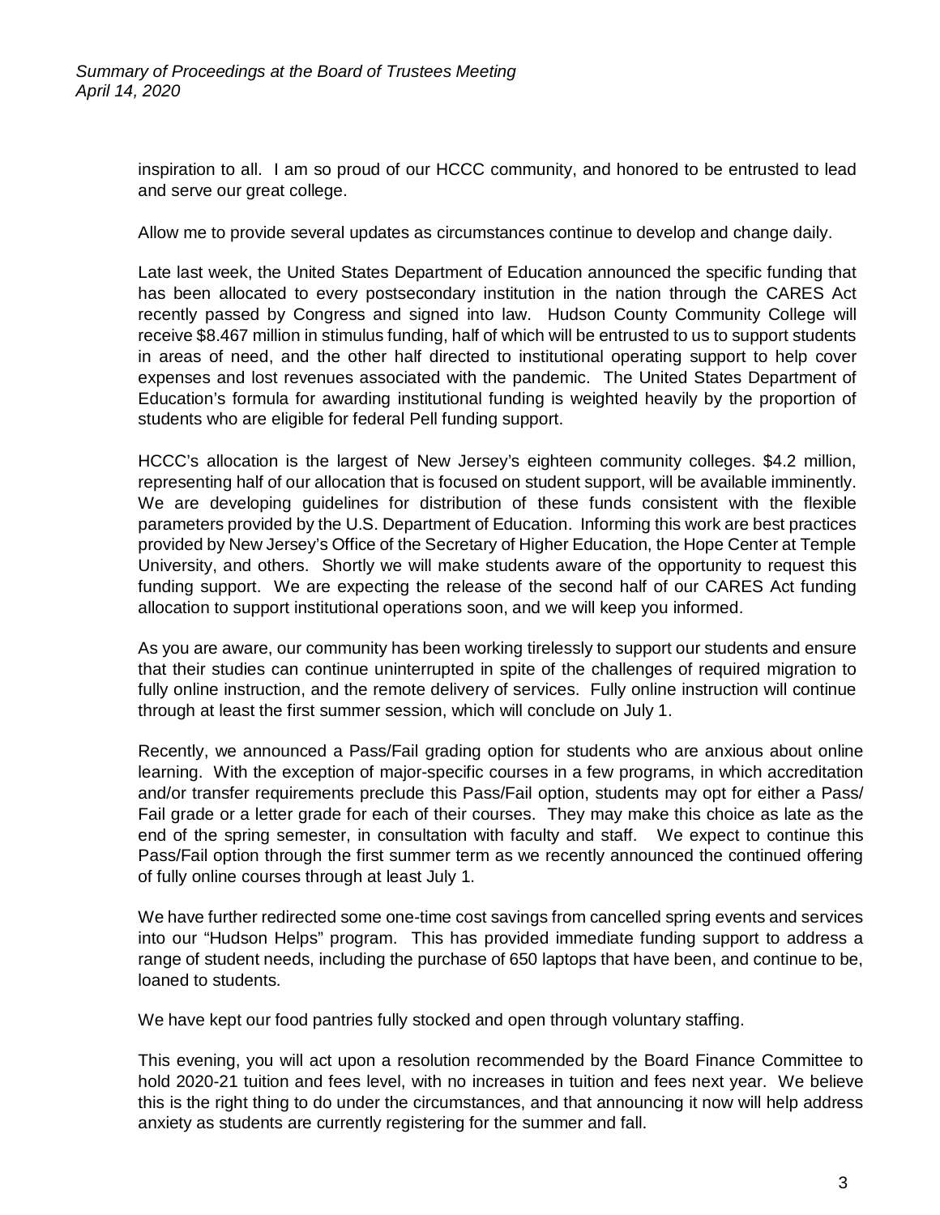inspiration to all. I am so proud of our HCCC community, and honored to be entrusted to lead and serve our great college.

Allow me to provide several updates as circumstances continue to develop and change daily.

Late last week, the United States Department of Education announced the specific funding that has been allocated to every postsecondary institution in the nation through the CARES Act recently passed by Congress and signed into law. Hudson County Community College will receive $8.467 million in stimulus funding, half of which will be entrusted to us to support students in areas of need, and the other half directed to institutional operating support to help cover expenses and lost revenues associated with the pandemic. The United States Department of Education's formula for awarding institutional funding is weighted heavily by the proportion of students who are eligible for federal Pell funding support.

HCCC's allocation is the largest of New Jersey's eighteen community colleges. $4.2 million, representing half of our allocation that is focused on student support, will be available imminently. We are developing guidelines for distribution of these funds consistent with the flexible parameters provided by the U.S. Department of Education. Informing this work are best practices provided by New Jersey's Office of the Secretary of Higher Education, the Hope Center at Temple University, and others. Shortly we will make students aware of the opportunity to request this funding support. We are expecting the release of the second half of our CARES Act funding allocation to support institutional operations soon, and we will keep you informed.

As you are aware, our community has been working tirelessly to support our students and ensure that their studies can continue uninterrupted in spite of the challenges of required migration to fully online instruction, and the remote delivery of services. Fully online instruction will continue through at least the first summer session, which will conclude on July 1.

Recently, we announced a Pass/Fail grading option for students who are anxious about online learning. With the exception of major-specific courses in a few programs, in which accreditation and/or transfer requirements preclude this Pass/Fail option, students may opt for either a Pass/Fail grade or a letter grade for each of their courses. They may make this choice as late as the end of the spring semester, in consultation with faculty and staff. We expect to continue this Pass/Fail option through the first summer term as we recently announced the continued offering of fully online courses through at least July 1.

We have further redirected some one-time cost savings from cancelled spring events and services into our "Hudson Helps" program. This has provided immediate funding support to address a range of student needs, including the purchase of 650 laptops that have been, and continue to be, loaned to students.

We have kept our food pantries fully stocked and open through voluntary staffing.

This evening, you will act upon a resolution recommended by the Board Finance Committee to hold 2020-21 tuition and fees level, with no increases in tuition and fees next year. We believe this is the right thing to do under the circumstances, and that announcing it now will help address anxiety as students are currently registering for the summer and fall.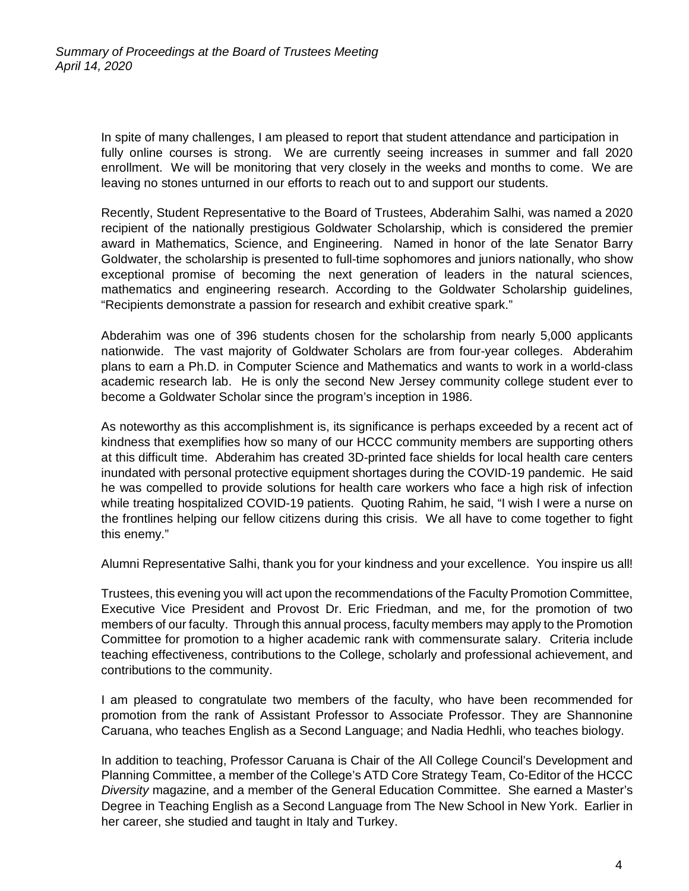In spite of many challenges, I am pleased to report that student attendance and participation in fully online courses is strong. We are currently seeing increases in summer and fall 2020 enrollment. We will be monitoring that very closely in the weeks and months to come. We are leaving no stones unturned in our efforts to reach out to and support our students.

Recently, Student Representative to the Board of Trustees, Abderahim Salhi, was named a 2020 recipient of the nationally prestigious Goldwater Scholarship, which is considered the premier award in Mathematics, Science, and Engineering. Named in honor of the late Senator Barry Goldwater, the scholarship is presented to full-time sophomores and juniors nationally, who show exceptional promise of becoming the next generation of leaders in the natural sciences, mathematics and engineering research. According to the Goldwater Scholarship guidelines, "Recipients demonstrate a passion for research and exhibit creative spark."

Abderahim was one of 396 students chosen for the scholarship from nearly 5,000 applicants nationwide. The vast majority of Goldwater Scholars are from four-year colleges. Abderahim plans to earn a Ph.D. in Computer Science and Mathematics and wants to work in a world-class academic research lab. He is only the second New Jersey community college student ever to become a Goldwater Scholar since the program's inception in 1986.

As noteworthy as this accomplishment is, its significance is perhaps exceeded by a recent act of kindness that exemplifies how so many of our HCCC community members are supporting others at this difficult time. Abderahim has created 3D-printed face shields for local health care centers inundated with personal protective equipment shortages during the COVID-19 pandemic. He said he was compelled to provide solutions for health care workers who face a high risk of infection while treating hospitalized COVID-19 patients. Quoting Rahim, he said, "I wish I were a nurse on the frontlines helping our fellow citizens during this crisis. We all have to come together to fight this enemy."

Alumni Representative Salhi, thank you for your kindness and your excellence. You inspire us all!

Trustees, this evening you will act upon the recommendations of the Faculty Promotion Committee, Executive Vice President and Provost Dr. Eric Friedman, and me, for the promotion of two members of our faculty. Through this annual process, faculty members may apply to the Promotion Committee for promotion to a higher academic rank with commensurate salary. Criteria include teaching effectiveness, contributions to the College, scholarly and professional achievement, and contributions to the community.

I am pleased to congratulate two members of the faculty, who have been recommended for promotion from the rank of Assistant Professor to Associate Professor. They are Shannonine Caruana, who teaches English as a Second Language; and Nadia Hedhli, who teaches biology.

In addition to teaching, Professor Caruana is Chair of the All College Council's Development and Planning Committee, a member of the College's ATD Core Strategy Team, Co-Editor of the HCCC *Diversity* magazine, and a member of the General Education Committee. She earned a Master's Degree in Teaching English as a Second Language from The New School in New York. Earlier in her career, she studied and taught in Italy and Turkey.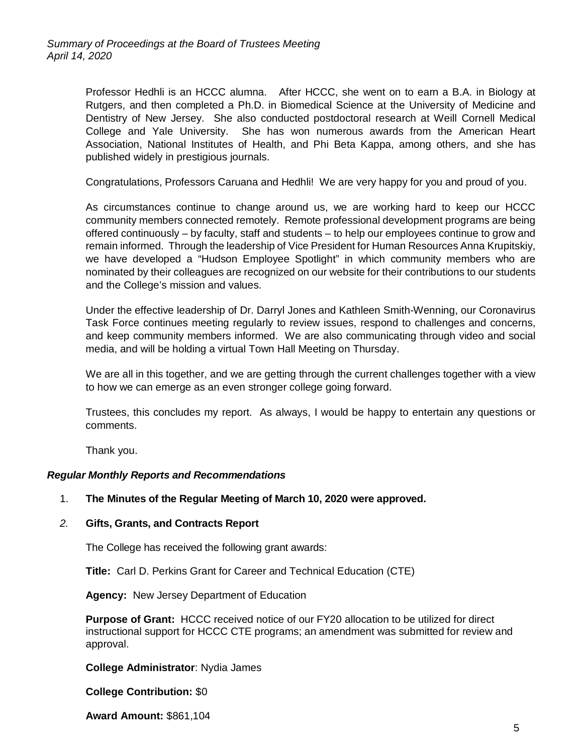Professor Hedhli is an HCCC alumna. After HCCC, she went on to earn a B.A. in Biology at Rutgers, and then completed a Ph.D. in Biomedical Science at the University of Medicine and Dentistry of New Jersey. She also conducted postdoctoral research at Weill Cornell Medical College and Yale University. She has won numerous awards from the American Heart Association, National Institutes of Health, and Phi Beta Kappa, among others, and she has published widely in prestigious journals.

Congratulations, Professors Caruana and Hedhli! We are very happy for you and proud of you.

As circumstances continue to change around us, we are working hard to keep our HCCC community members connected remotely. Remote professional development programs are being offered continuously – by faculty, staff and students – to help our employees continue to grow and remain informed. Through the leadership of Vice President for Human Resources Anna Krupitskiy, we have developed a "Hudson Employee Spotlight" in which community members who are nominated by their colleagues are recognized on our website for their contributions to our students and the College's mission and values.

Under the effective leadership of Dr. Darryl Jones and Kathleen Smith-Wenning, our Coronavirus Task Force continues meeting regularly to review issues, respond to challenges and concerns, and keep community members informed. We are also communicating through video and social media, and will be holding a virtual Town Hall Meeting on Thursday.

We are all in this together, and we are getting through the current challenges together with a view to how we can emerge as an even stronger college going forward.

Trustees, this concludes my report. As always, I would be happy to entertain any questions or comments.

Thank you.

***Regular Monthly Reports and Recommendations***

1. **The Minutes of the Regular Meeting of March 10, 2020 were approved.**

2. **Gifts, Grants, and Contracts Report**

   The College has received the following grant awards:

   **Title:** Carl D. Perkins Grant for Career and Technical Education (CTE)

   **Agency:** New Jersey Department of Education

   **Purpose of Grant:** HCCC received notice of our FY20 allocation to be utilized for direct instructional support for HCCC CTE programs; an amendment was submitted for review and approval.

   **College Administrator**: Nydia James

   **College Contribution:** $0

   **Award Amount:** $861,104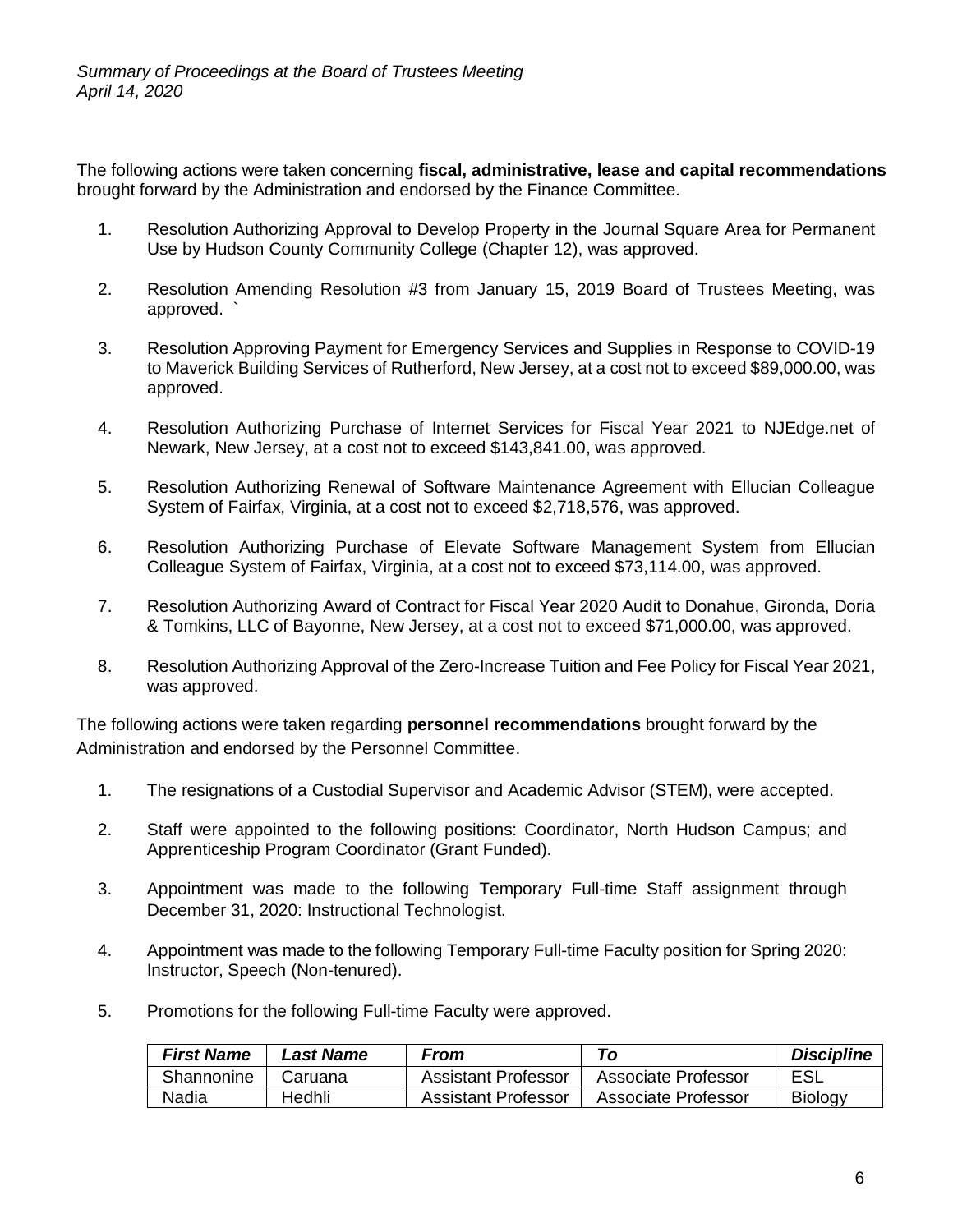*Summary of Proceedings at the Board of Trustees Meeting*
*April 14, 2020*

The following actions were taken concerning **fiscal, administrative, lease and capital recommendations** brought forward by the Administration and endorsed by the Finance Committee.

1. Resolution Authorizing Approval to Develop Property in the Journal Square Area for Permanent Use by Hudson County Community College (Chapter 12), was approved.

2. Resolution Amending Resolution #3 from January 15, 2019 Board of Trustees Meeting, was approved. `

3. Resolution Approving Payment for Emergency Services and Supplies in Response to COVID-19 to Maverick Building Services of Rutherford, New Jersey, at a cost not to exceed $89,000.00, was approved.

4. Resolution Authorizing Purchase of Internet Services for Fiscal Year 2021 to NJEdge.net of Newark, New Jersey, at a cost not to exceed $143,841.00, was approved.

5. Resolution Authorizing Renewal of Software Maintenance Agreement with Ellucian Colleague System of Fairfax, Virginia, at a cost not to exceed $2,718,576, was approved.

6. Resolution Authorizing Purchase of Elevate Software Management System from Ellucian Colleague System of Fairfax, Virginia, at a cost not to exceed $73,114.00, was approved.

7. Resolution Authorizing Award of Contract for Fiscal Year 2020 Audit to Donahue, Gironda, Doria & Tomkins, LLC of Bayonne, New Jersey, at a cost not to exceed $71,000.00, was approved.

8. Resolution Authorizing Approval of the Zero-Increase Tuition and Fee Policy for Fiscal Year 2021, was approved.

The following actions were taken regarding **personnel recommendations** brought forward by the Administration and endorsed by the Personnel Committee.

1. The resignations of a Custodial Supervisor and Academic Advisor (STEM), were accepted.

2. Staff were appointed to the following positions: Coordinator, North Hudson Campus; and Apprenticeship Program Coordinator (Grant Funded).

3. Appointment was made to the following Temporary Full-time Staff assignment through December 31, 2020: Instructional Technologist.

4. Appointment was made to the following Temporary Full-time Faculty position for Spring 2020: Instructor, Speech (Non-tenured).

5. Promotions for the following Full-time Faculty were approved.

| ***First Name*** | ***Last Name*** | ***From*** | ***To*** | ***Discipline*** |
|---|---|---|---|---|
| Shannonine | Caruana | Assistant Professor | Associate Professor | ESL |
| Nadia | Hedhli | Assistant Professor | Associate Professor | Biology |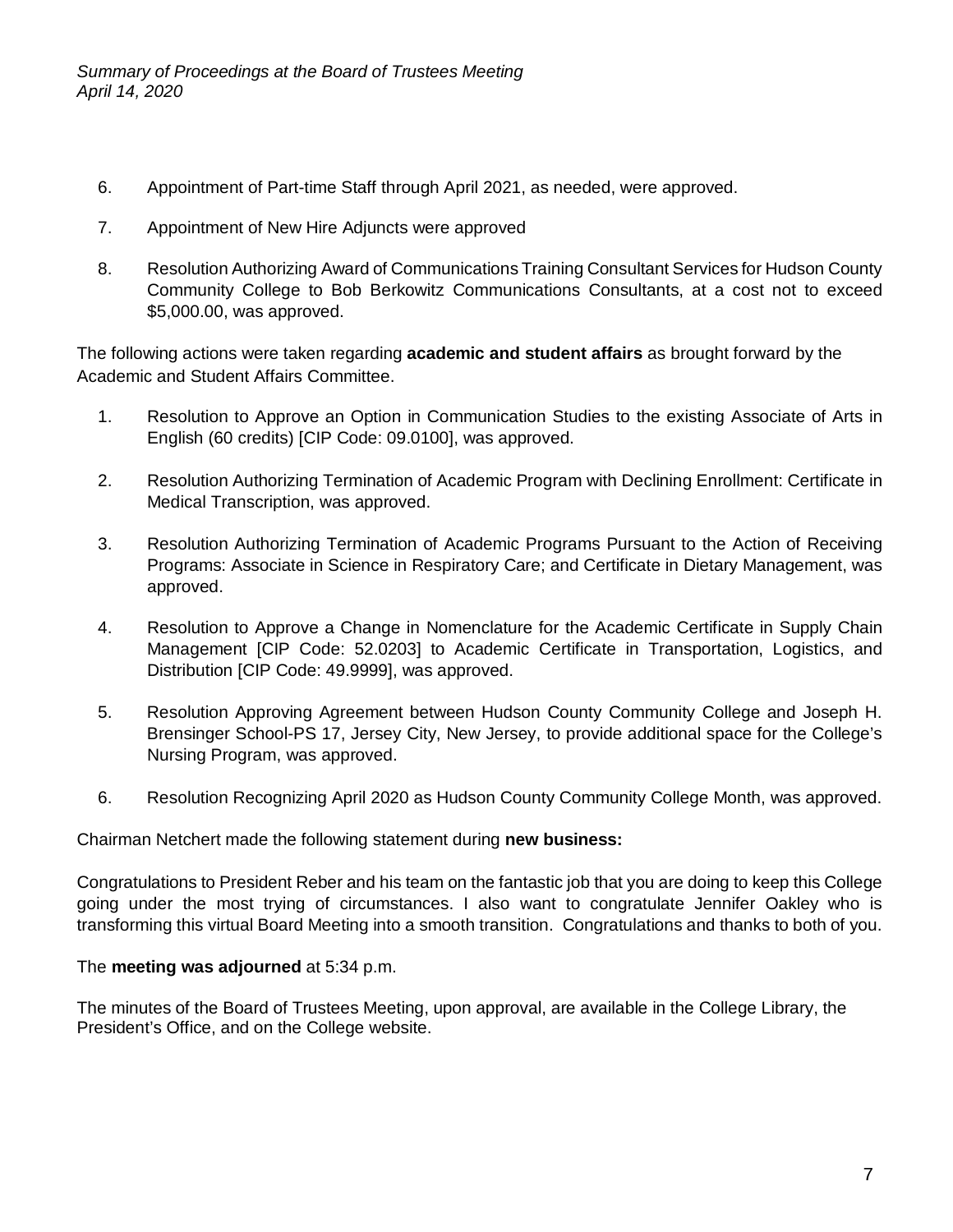6. Appointment of Part-time Staff through April 2021, as needed, were approved.

7. Appointment of New Hire Adjuncts were approved

8. Resolution Authorizing Award of Communications Training Consultant Services for Hudson County Community College to Bob Berkowitz Communications Consultants, at a cost not to exceed $5,000.00, was approved.

The following actions were taken regarding **academic and student affairs** as brought forward by the Academic and Student Affairs Committee.

1. Resolution to Approve an Option in Communication Studies to the existing Associate of Arts in English (60 credits) [CIP Code: 09.0100], was approved.

2. Resolution Authorizing Termination of Academic Program with Declining Enrollment: Certificate in Medical Transcription, was approved.

3. Resolution Authorizing Termination of Academic Programs Pursuant to the Action of Receiving Programs: Associate in Science in Respiratory Care; and Certificate in Dietary Management, was approved.

4. Resolution to Approve a Change in Nomenclature for the Academic Certificate in Supply Chain Management [CIP Code: 52.0203] to Academic Certificate in Transportation, Logistics, and Distribution [CIP Code: 49.9999], was approved.

5. Resolution Approving Agreement between Hudson County Community College and Joseph H. Brensinger School-PS 17, Jersey City, New Jersey, to provide additional space for the College's Nursing Program, was approved.

6. Resolution Recognizing April 2020 as Hudson County Community College Month, was approved.

Chairman Netchert made the following statement during **new business:**

Congratulations to President Reber and his team on the fantastic job that you are doing to keep this College going under the most trying of circumstances. I also want to congratulate Jennifer Oakley who is transforming this virtual Board Meeting into a smooth transition. Congratulations and thanks to both of you.

The **meeting was adjourned** at 5:34 p.m.

The minutes of the Board of Trustees Meeting, upon approval, are available in the College Library, the President's Office, and on the College website.